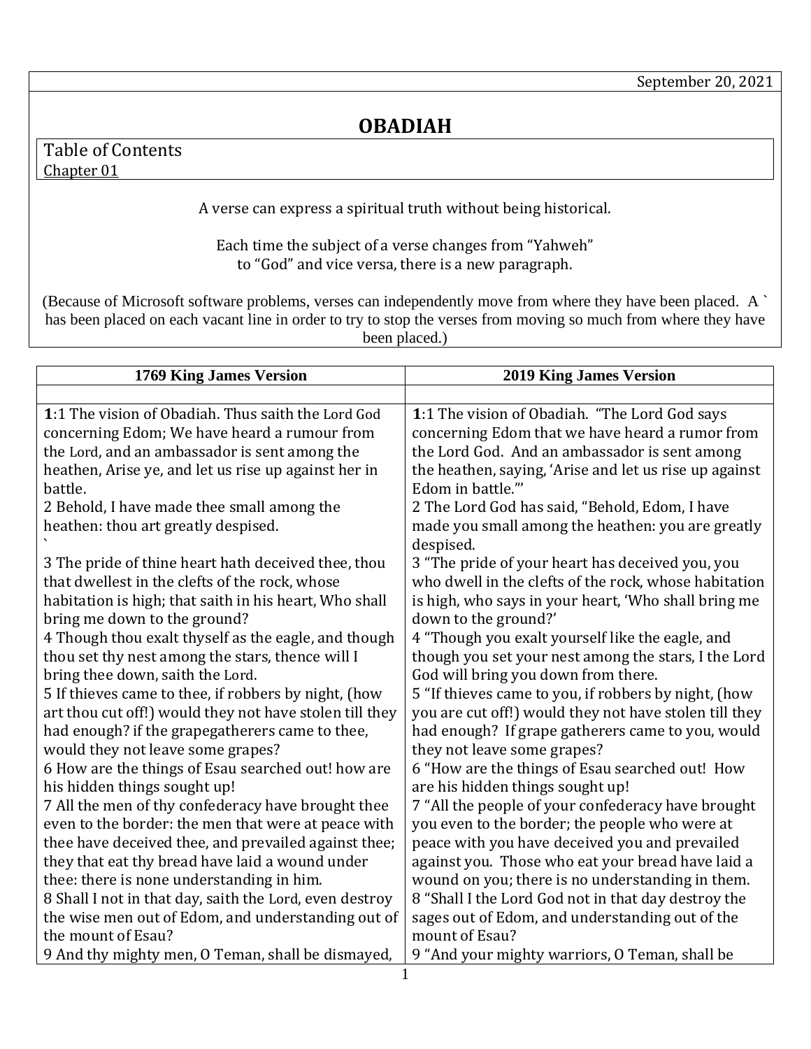September 20, 2021

# OBADIAH

Table of Contents
Chapter 01

A verse can express a spiritual truth without being historical.

Each time the subject of a verse changes from "Yahweh" to "God" and vice versa, there is a new paragraph.

(Because of Microsoft software problems, verses can independently move from where they have been placed. A ` has been placed on each vacant line in order to try to stop the verses from moving so much from where they have been placed.)

| 1769 King James Version | 2019 King James Version |
|---|---|
| | |
| **1**:1 The vision of Obadiah. Thus saith the Lord God concerning Edom; We have heard a rumour from the Lord, and an ambassador is sent among the heathen, Arise ye, and let us rise up against her in battle. | **1**:1 The vision of Obadiah. "The Lord God says concerning Edom that we have heard a rumor from the Lord God. And an ambassador is sent among the heathen, saying, 'Arise and let us rise up against Edom in battle.'" |
| 2 Behold, I have made thee small among the heathen: thou art greatly despised.<br>` | 2 The Lord God has said, "Behold, Edom, I have made you small among the heathen: you are greatly despised. |
| 3 The pride of thine heart hath deceived thee, thou that dwellest in the clefts of the rock, whose habitation is high; that saith in his heart, Who shall bring me down to the ground? | 3 "The pride of your heart has deceived you, you who dwell in the clefts of the rock, whose habitation is high, who says in your heart, 'Who shall bring me down to the ground?' |
| 4 Though thou exalt thyself as the eagle, and though thou set thy nest among the stars, thence will I bring thee down, saith the Lord. | 4 "Though you exalt yourself like the eagle, and though you set your nest among the stars, I the Lord God will bring you down from there. |
| 5 If thieves came to thee, if robbers by night, (how art thou cut off!) would they not have stolen till they had enough? if the grapegatherers came to thee, would they not leave some grapes? | 5 "If thieves came to you, if robbers by night, (how you are cut off!) would they not have stolen till they had enough? If grape gatherers came to you, would they not leave some grapes? |
| 6 How are the things of Esau searched out! how are his hidden things sought up! | 6 "How are the things of Esau searched out! How are his hidden things sought up! |
| 7 All the men of thy confederacy have brought thee even to the border: the men that were at peace with thee have deceived thee, and prevailed against thee; they that eat thy bread have laid a wound under thee: there is none understanding in him. | 7 "All the people of your confederacy have brought you even to the border; the people who were at peace with you have deceived you and prevailed against you. Those who eat your bread have laid a wound on you; there is no understanding in them. |
| 8 Shall I not in that day, saith the Lord, even destroy the wise men out of Edom, and understanding out of the mount of Esau? | 8 "Shall I the Lord God not in that day destroy the sages out of Edom, and understanding out of the mount of Esau? |
| 9 And thy mighty men, O Teman, shall be dismayed, | 9 "And your mighty warriors, O Teman, shall be |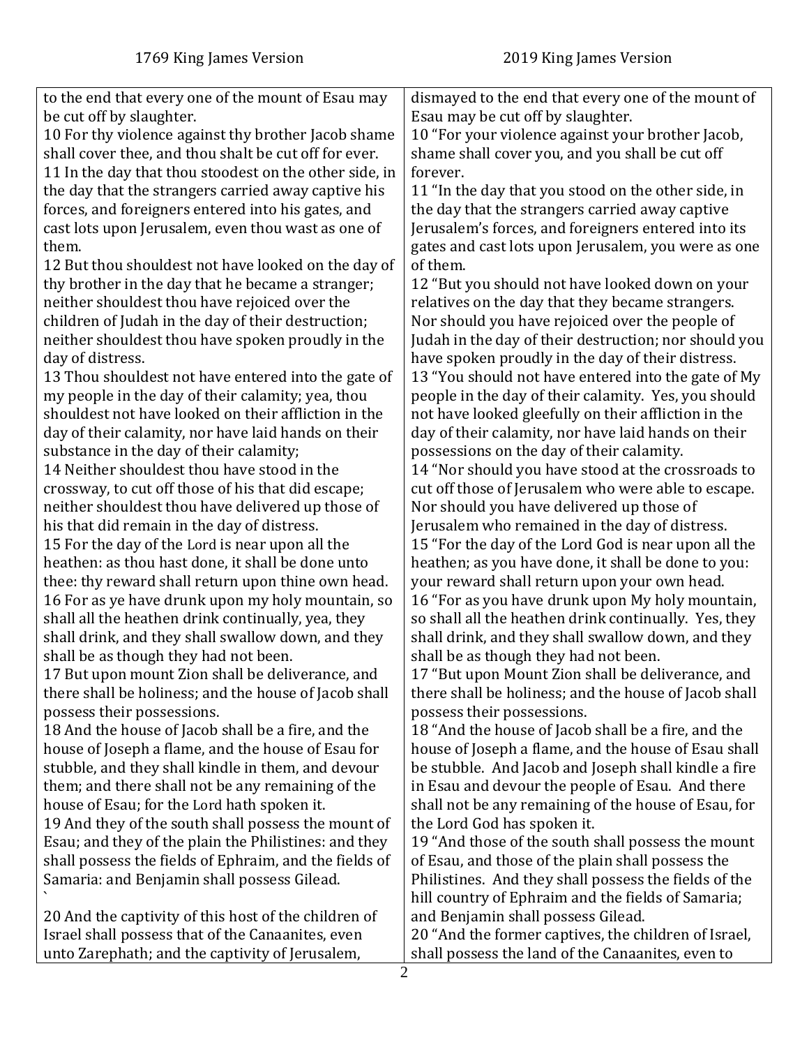| 1769 King James Version | 2019 King James Version |
| --- | --- |
| to the end that every one of the mount of Esau may be cut off by slaughter. | dismayed to the end that every one of the mount of Esau may be cut off by slaughter. |
| 10 For thy violence against thy brother Jacob shame shall cover thee, and thou shalt be cut off for ever. | 10 "For your violence against your brother Jacob, shame shall cover you, and you shall be cut off forever. |
| 11 In the day that thou stoodest on the other side, in the day that the strangers carried away captive his forces, and foreigners entered into his gates, and cast lots upon Jerusalem, even thou wast as one of them. | 11 "In the day that you stood on the other side, in the day that the strangers carried away captive Jerusalem's forces, and foreigners entered into its gates and cast lots upon Jerusalem, you were as one of them. |
| 12 But thou shouldest not have looked on the day of thy brother in the day that he became a stranger; neither shouldest thou have rejoiced over the children of Judah in the day of their destruction; neither shouldest thou have spoken proudly in the day of distress. | 12 "But you should not have looked down on your relatives on the day that they became strangers. Nor should you have rejoiced over the people of Judah in the day of their destruction; nor should you have spoken proudly in the day of their distress. |
| 13 Thou shouldest not have entered into the gate of my people in the day of their calamity; yea, thou shouldest not have looked on their affliction in the day of their calamity, nor have laid hands on their substance in the day of their calamity; | 13 "You should not have entered into the gate of My people in the day of their calamity. Yes, you should not have looked gleefully on their affliction in the day of their calamity, nor have laid hands on their possessions on the day of their calamity. |
| 14 Neither shouldest thou have stood in the crossway, to cut off those of his that did escape; neither shouldest thou have delivered up those of his that did remain in the day of distress. | 14 "Nor should you have stood at the crossroads to cut off those of Jerusalem who were able to escape. Nor should you have delivered up those of Jerusalem who remained in the day of distress. |
| 15 For the day of the Lord is near upon all the heathen: as thou hast done, it shall be done unto thee: thy reward shall return upon thine own head. | 15 "For the day of the Lord God is near upon all the heathen; as you have done, it shall be done to you: your reward shall return upon your own head. |
| 16 For as ye have drunk upon my holy mountain, so shall all the heathen drink continually, yea, they shall drink, and they shall swallow down, and they shall be as though they had not been. | 16 "For as you have drunk upon My holy mountain, so shall all the heathen drink continually. Yes, they shall drink, and they shall swallow down, and they shall be as though they had not been. |
| 17 But upon mount Zion shall be deliverance, and there shall be holiness; and the house of Jacob shall possess their possessions. | 17 "But upon Mount Zion shall be deliverance, and there shall be holiness; and the house of Jacob shall possess their possessions. |
| 18 And the house of Jacob shall be a fire, and the house of Joseph a flame, and the house of Esau for stubble, and they shall kindle in them, and devour them; and there shall not be any remaining of the house of Esau; for the Lord hath spoken it. | 18 "And the house of Jacob shall be a fire, and the house of Joseph a flame, and the house of Esau shall be stubble. And Jacob and Joseph shall kindle a fire in Esau and devour the people of Esau. And there shall not be any remaining of the house of Esau, for the Lord God has spoken it. |
| 19 And they of the south shall possess the mount of Esau; and they of the plain the Philistines: and they shall possess the fields of Ephraim, and the fields of Samaria: and Benjamin shall possess Gilead. | 19 "And those of the south shall possess the mount of Esau, and those of the plain shall possess the Philistines. And they shall possess the fields of the hill country of Ephraim and the fields of Samaria; and Benjamin shall possess Gilead. |
| 20 And the captivity of this host of the children of Israel shall possess that of the Canaanites, even unto Zarephath; and the captivity of Jerusalem, | 20 "And the former captives, the children of Israel, shall possess the land of the Canaanites, even to |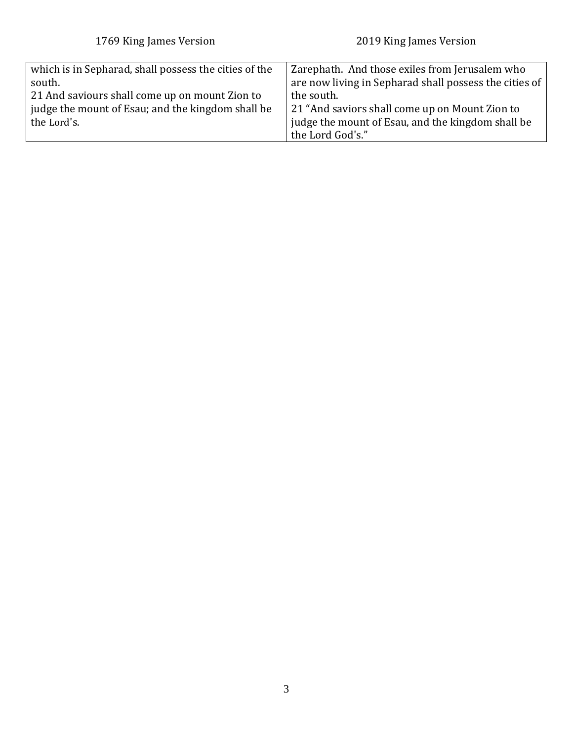| 1769 King James Version | 2019 King James Version |
| --- | --- |
| which is in Sepharad, shall possess the cities of the south.<br>21 And saviours shall come up on mount Zion to judge the mount of Esau; and the kingdom shall be the Lord's. | Zarephath. And those exiles from Jerusalem who are now living in Sepharad shall possess the cities of the south.<br>21 "And saviors shall come up on Mount Zion to judge the mount of Esau, and the kingdom shall be the Lord God's." |